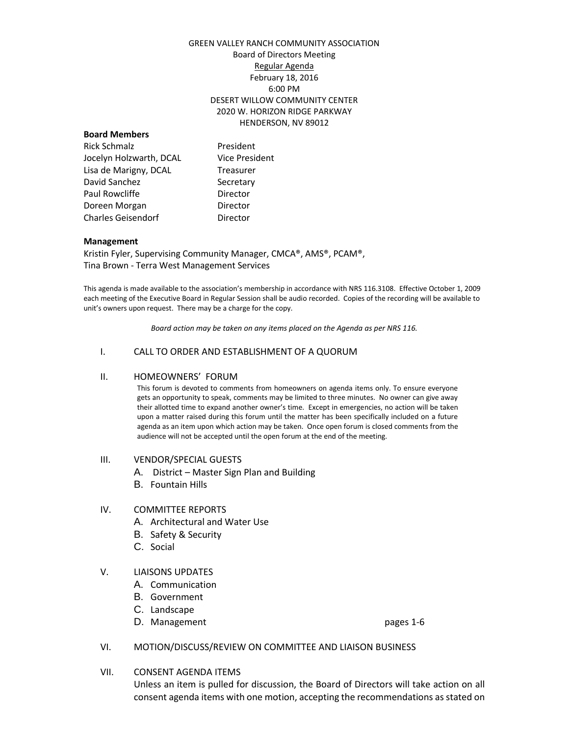GREEN VALLEY RANCH COMMUNITY ASSOCIATION
Board of Directors Meeting
Regular Agenda
February 18, 2016
6:00 PM
DESERT WILLOW COMMUNITY CENTER
2020 W. HORIZON RIDGE PARKWAY
HENDERSON, NV 89012

**Board Members**

| | |
|---|---|
| Rick Schmalz | President |
| Jocelyn Holzwarth, DCAL | Vice President |
| Lisa de Marigny, DCAL | Treasurer |
| David Sanchez | Secretary |
| Paul Rowcliffe | Director |
| Doreen Morgan | Director |
| Charles Geisendorf | Director |

**Management**

Kristin Fyler, Supervising Community Manager, CMCA®, AMS®, PCAM®,
Tina Brown - Terra West Management Services

This agenda is made available to the association's membership in accordance with NRS 116.3108. Effective October 1, 2009 each meeting of the Executive Board in Regular Session shall be audio recorded. Copies of the recording will be available to unit's owners upon request. There may be a charge for the copy.

*Board action may be taken on any items placed on the Agenda as per NRS 116.*

I. CALL TO ORDER AND ESTABLISHMENT OF A QUORUM

II. HOMEOWNERS' FORUM

This forum is devoted to comments from homeowners on agenda items only. To ensure everyone gets an opportunity to speak, comments may be limited to three minutes. No owner can give away their allotted time to expand another owner's time. Except in emergencies, no action will be taken upon a matter raised during this forum until the matter has been specifically included on a future agenda as an item upon which action may be taken. Once open forum is closed comments from the audience will not be accepted until the open forum at the end of the meeting.

III. VENDOR/SPECIAL GUESTS

A. District – Master Sign Plan and Building
B. Fountain Hills

IV. COMMITTEE REPORTS

A. Architectural and Water Use
B. Safety & Security
C. Social

V. LIAISONS UPDATES

A. Communication
B. Government
C. Landscape
D. Management pages 1-6

VI. MOTION/DISCUSS/REVIEW ON COMMITTEE AND LIAISON BUSINESS

VII. CONSENT AGENDA ITEMS

Unless an item is pulled for discussion, the Board of Directors will take action on all consent agenda items with one motion, accepting the recommendations as stated on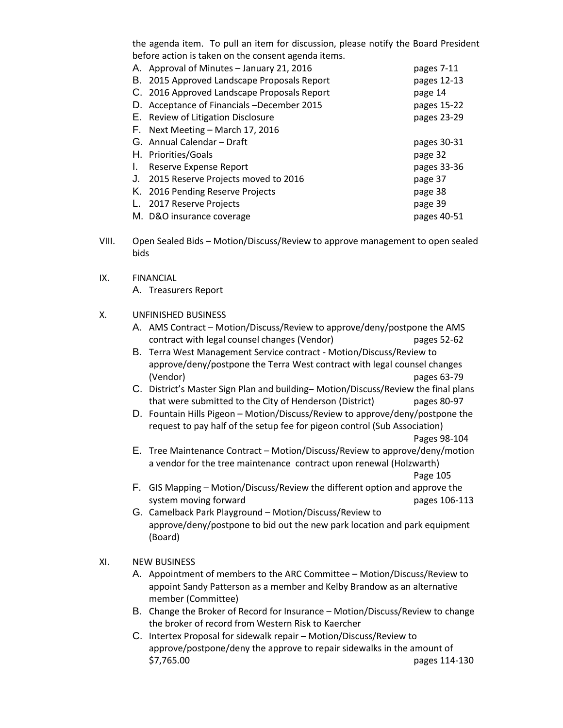the agenda item. To pull an item for discussion, please notify the Board President before action is taken on the consent agenda items.

A. Approval of Minutes – January 21, 2016 pages 7-11
B. 2015 Approved Landscape Proposals Report pages 12-13
C. 2016 Approved Landscape Proposals Report page 14
D. Acceptance of Financials –December 2015 pages 15-22
E. Review of Litigation Disclosure pages 23-29
F. Next Meeting – March 17, 2016
G. Annual Calendar – Draft pages 30-31
H. Priorities/Goals page 32
I. Reserve Expense Report pages 33-36
J. 2015 Reserve Projects moved to 2016 page 37
K. 2016 Pending Reserve Projects page 38
L. 2017 Reserve Projects page 39
M. D&O insurance coverage pages 40-51

VIII. Open Sealed Bids – Motion/Discuss/Review to approve management to open sealed bids

IX. FINANCIAL

A. Treasurers Report

X. UNFINISHED BUSINESS

A. AMS Contract – Motion/Discuss/Review to approve/deny/postpone the AMS contract with legal counsel changes (Vendor) pages 52-62
B. Terra West Management Service contract - Motion/Discuss/Review to approve/deny/postpone the Terra West contract with legal counsel changes (Vendor) pages 63-79
C. District's Master Sign Plan and building– Motion/Discuss/Review the final plans that were submitted to the City of Henderson (District) pages 80-97
D. Fountain Hills Pigeon – Motion/Discuss/Review to approve/deny/postpone the request to pay half of the setup fee for pigeon control (Sub Association) Pages 98-104
E. Tree Maintenance Contract – Motion/Discuss/Review to approve/deny/motion a vendor for the tree maintenance contract upon renewal (Holzwarth) Page 105
F. GIS Mapping – Motion/Discuss/Review the different option and approve the system moving forward pages 106-113
G. Camelback Park Playground – Motion/Discuss/Review to approve/deny/postpone to bid out the new park location and park equipment (Board)

XI. NEW BUSINESS

A. Appointment of members to the ARC Committee – Motion/Discuss/Review to appoint Sandy Patterson as a member and Kelby Brandow as an alternative member (Committee)
B. Change the Broker of Record for Insurance – Motion/Discuss/Review to change the broker of record from Western Risk to Kaercher
C. Intertex Proposal for sidewalk repair – Motion/Discuss/Review to approve/postpone/deny the approve to repair sidewalks in the amount of $7,765.00 pages 114-130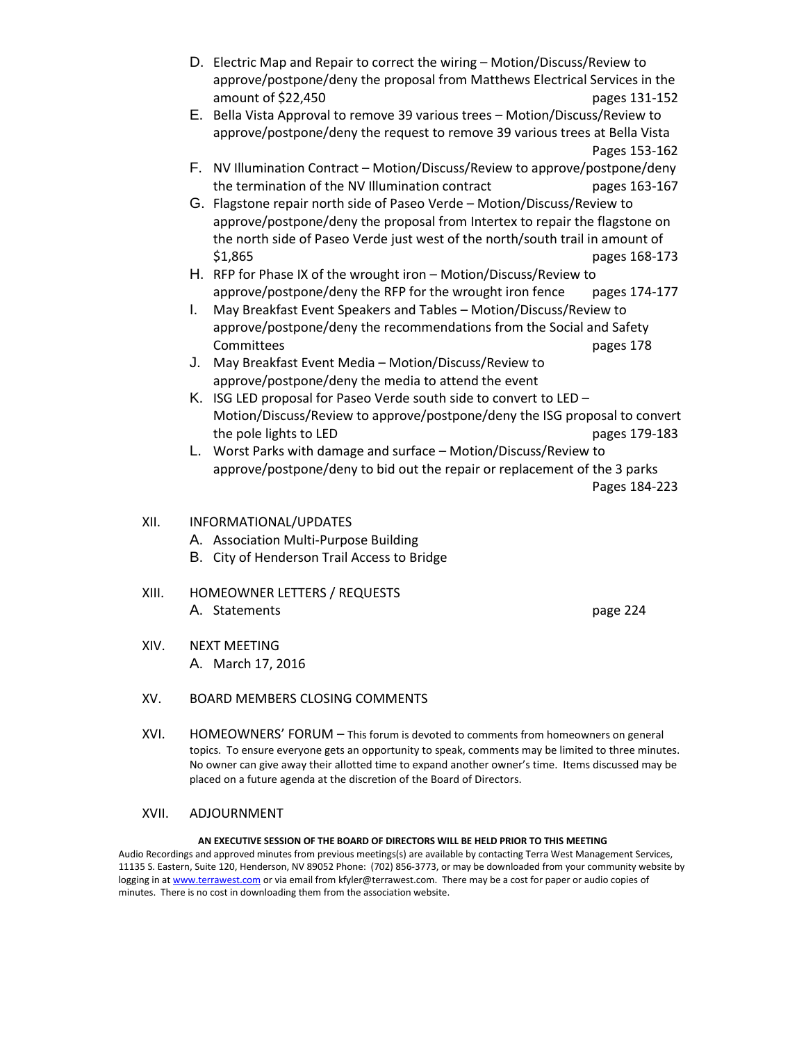D. Electric Map and Repair to correct the wiring – Motion/Discuss/Review to approve/postpone/deny the proposal from Matthews Electrical Services in the amount of $22,450 pages 131-152

E. Bella Vista Approval to remove 39 various trees – Motion/Discuss/Review to approve/postpone/deny the request to remove 39 various trees at Bella Vista Pages 153-162

F. NV Illumination Contract – Motion/Discuss/Review to approve/postpone/deny the termination of the NV Illumination contract pages 163-167

G. Flagstone repair north side of Paseo Verde – Motion/Discuss/Review to approve/postpone/deny the proposal from Intertex to repair the flagstone on the north side of Paseo Verde just west of the north/south trail in amount of $1,865 pages 168-173

H. RFP for Phase IX of the wrought iron – Motion/Discuss/Review to approve/postpone/deny the RFP for the wrought iron fence pages 174-177

I. May Breakfast Event Speakers and Tables – Motion/Discuss/Review to approve/postpone/deny the recommendations from the Social and Safety Committees pages 178

J. May Breakfast Event Media – Motion/Discuss/Review to approve/postpone/deny the media to attend the event

K. ISG LED proposal for Paseo Verde south side to convert to LED – Motion/Discuss/Review to approve/postpone/deny the ISG proposal to convert the pole lights to LED pages 179-183

L. Worst Parks with damage and surface – Motion/Discuss/Review to approve/postpone/deny to bid out the repair or replacement of the 3 parks Pages 184-223

XII. INFORMATIONAL/UPDATES

A. Association Multi-Purpose Building

B. City of Henderson Trail Access to Bridge

XIII. HOMEOWNER LETTERS / REQUESTS

A. Statements page 224

XIV. NEXT MEETING

A. March 17, 2016

XV. BOARD MEMBERS CLOSING COMMENTS

XVI. HOMEOWNERS' FORUM – This forum is devoted to comments from homeowners on general topics. To ensure everyone gets an opportunity to speak, comments may be limited to three minutes. No owner can give away their allotted time to expand another owner's time. Items discussed may be placed on a future agenda at the discretion of the Board of Directors.

XVII. ADJOURNMENT

**AN EXECUTIVE SESSION OF THE BOARD OF DIRECTORS WILL BE HELD PRIOR TO THIS MEETING**

Audio Recordings and approved minutes from previous meetings(s) are available by contacting Terra West Management Services, 11135 S. Eastern, Suite 120, Henderson, NV 89052 Phone: (702) 856-3773, or may be downloaded from your community website by logging in at www.terrawest.com or via email from kfyler@terrawest.com. There may be a cost for paper or audio copies of minutes. There is no cost in downloading them from the association website.